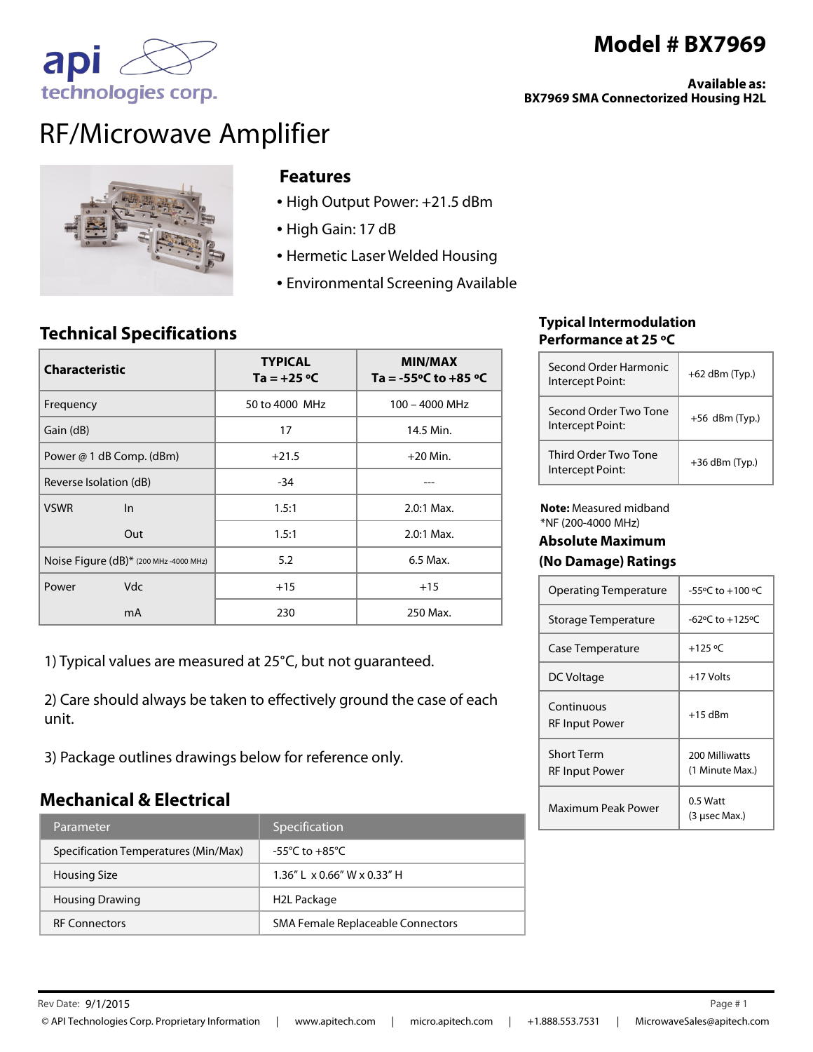# Model # BX7969

**Available as:**
**BX7969 SMA Connectorized Housing H2L**

api technologies corp.

# RF/Microwave Amplifier

## Features

- High Output Power: +21.5 dBm
- High Gain: 17 dB
- Hermetic Laser Welded Housing
- Environmental Screening Available

## Technical Specifications

| Characteristic | | TYPICAL Ta = +25 °C | MIN/MAX Ta = -55°C to +85 °C |
|---|---|---|---|
| Frequency | | 50 to 4000 MHz | 100 – 4000 MHz |
| Gain (dB) | | 17 | 14.5 Min. |
| Power @ 1 dB Comp. (dBm) | | +21.5 | +20 Min. |
| Reverse Isolation (dB) | | -34 | --- |
| VSWR | In | 1.5:1 | 2.0:1 Max. |
| | Out | 1.5:1 | 2.0:1 Max. |
| Noise Figure (dB)* (200 MHz -4000 MHz) | | 5.2 | 6.5 Max. |
| Power | Vdc | +15 | +15 |
| | mA | 230 | 250 Max. |

1) Typical values are measured at 25°C, but not guaranteed.

2) Care should always be taken to effectively ground the case of each unit.

3) Package outlines drawings below for reference only.

## Typical Intermodulation Performance at 25 °C

| | |
|---|---|
| Second Order Harmonic Intercept Point: | +62 dBm (Typ.) |
| Second Order Two Tone Intercept Point: | +56 dBm (Typ.) |
| Third Order Two Tone Intercept Point: | +36 dBm (Typ.) |

**Note:** Measured midband
*NF (200-4000 MHz)

## Absolute Maximum (No Damage) Ratings

| | |
|---|---|
| Operating Temperature | -55°C to +100 °C |
| Storage Temperature | -62°C to +125°C |
| Case Temperature | +125 °C |
| DC Voltage | +17 Volts |
| Continuous RF Input Power | +15 dBm |
| Short Term RF Input Power | 200 Milliwatts (1 Minute Max.) |
| Maximum Peak Power | 0.5 Watt (3 µsec Max.) |

## Mechanical & Electrical

| Parameter | Specification |
|---|---|
| Specification Temperatures (Min/Max) | -55°C to +85°C |
| Housing Size | 1.36" L x 0.66" W x 0.33" H |
| Housing Drawing | H2L Package |
| RF Connectors | SMA Female Replaceable Connectors |

Rev Date: 9/1/2015

© API Technologies Corp. Proprietary Information | www.apitech.com | micro.apitech.com | +1.888.553.7531 | MicrowaveSales@apitech.com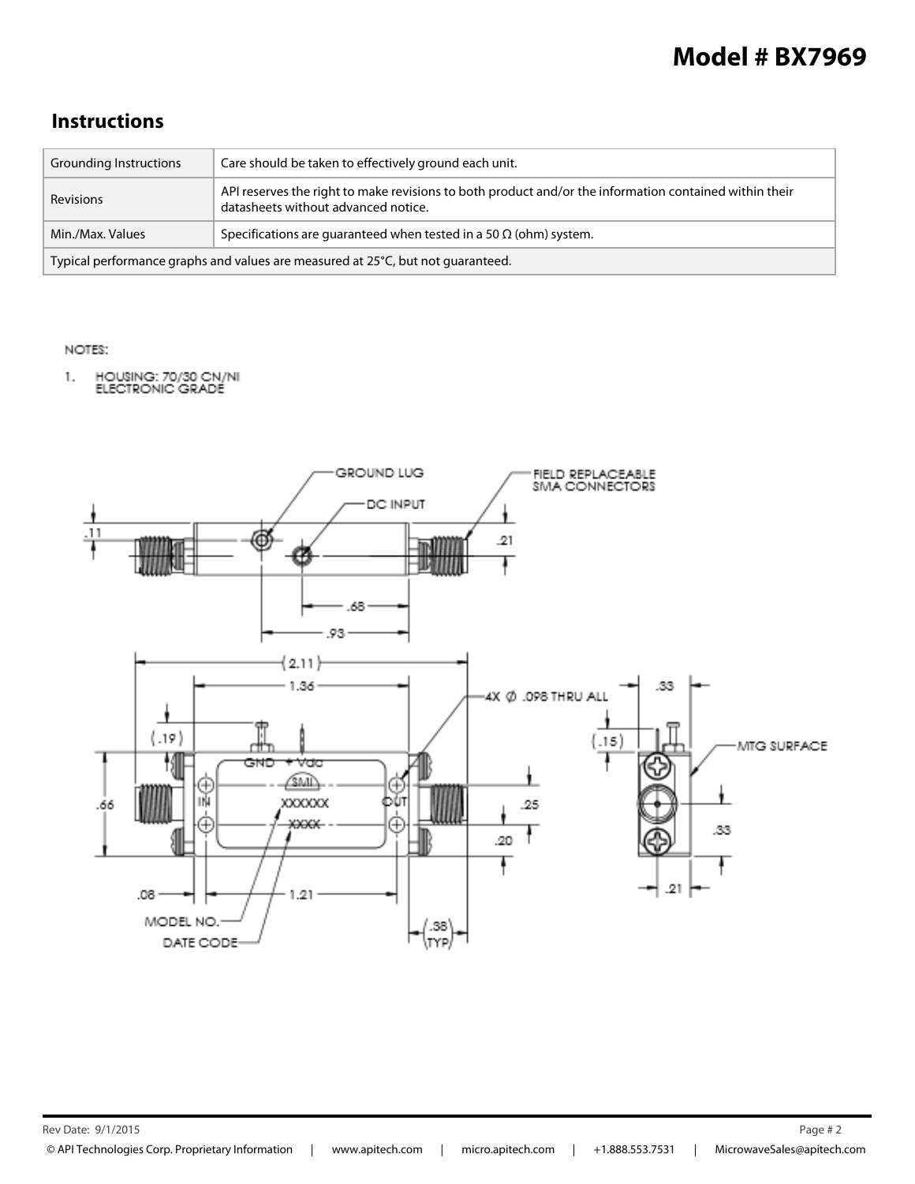# Model # BX7969

## Instructions

| | |
|---|---|
| Grounding Instructions | Care should be taken to effectively ground each unit. |
| Revisions | API reserves the right to make revisions to both product and/or the information contained within their datasheets without advanced notice. |
| Min./Max. Values | Specifications are guaranteed when tested in a 50 Ω (ohm) system. |
| Typical performance graphs and values are measured at 25°C, but not guaranteed. | |

NOTES:

1. HOUSING: 70/30 CN/NI ELECTRONIC GRADE

GROUND LUG

DC INPUT

FIELD REPLACEABLE SMA CONNECTORS

.11

.21

.68

.93

(2.11)

1.36

4X Ø .098 THRU ALL

(.19)

GND +Vdc

SMI

IN

OUT

XXXXXX

XXXX

.66

.25

.20

.08

1.21

MODEL NO.

DATE CODE

(.38 TYP)

.33

(.15)

MTG SURFACE

.33

.21

Rev Date: 9/1/2015

© API Technologies Corp. Proprietary Information | www.apitech.com | micro.apitech.com | +1.888.553.7531 | MicrowaveSales@apitech.com